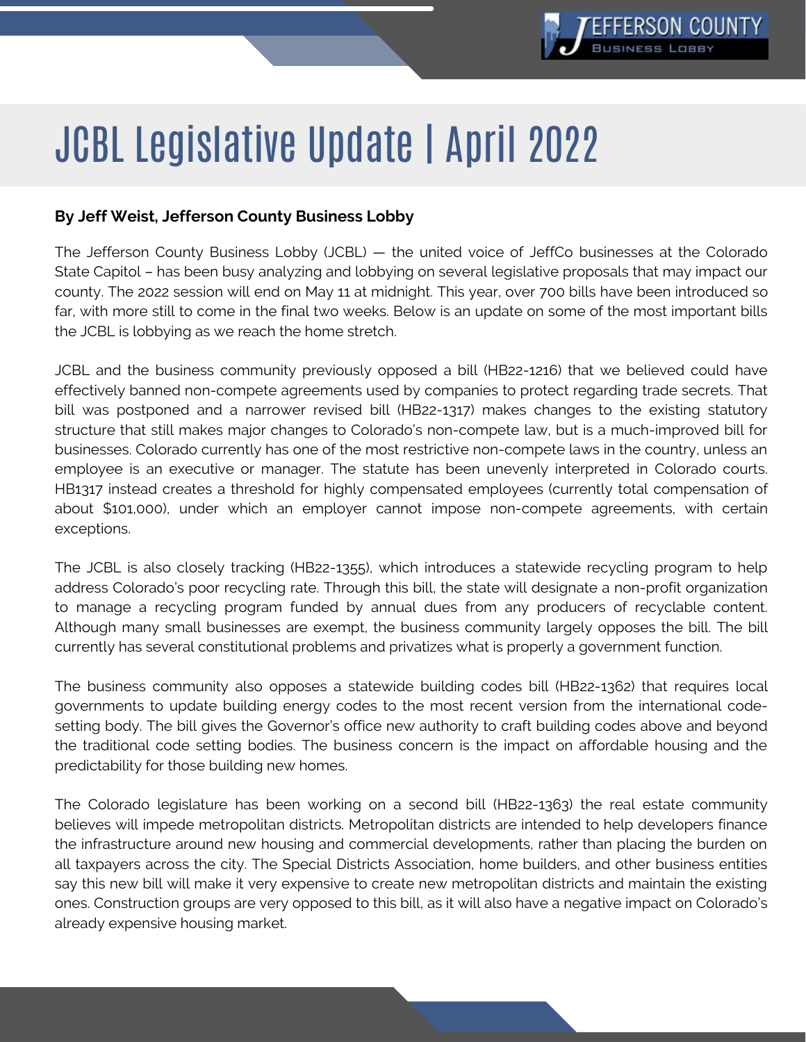# JCBL Legislative Update | April 2022

**By Jeff Weist, Jefferson County Business Lobby**

The Jefferson County Business Lobby (JCBL) — the united voice of JeffCo businesses at the Colorado State Capitol – has been busy analyzing and lobbying on several legislative proposals that may impact our county. The 2022 session will end on May 11 at midnight. This year, over 700 bills have been introduced so far, with more still to come in the final two weeks. Below is an update on some of the most important bills the JCBL is lobbying as we reach the home stretch.

JCBL and the business community previously opposed a bill (HB22-1216) that we believed could have effectively banned non-compete agreements used by companies to protect regarding trade secrets. That bill was postponed and a narrower revised bill (HB22-1317) makes changes to the existing statutory structure that still makes major changes to Colorado's non-compete law, but is a much-improved bill for businesses. Colorado currently has one of the most restrictive non-compete laws in the country, unless an employee is an executive or manager. The statute has been unevenly interpreted in Colorado courts. HB1317 instead creates a threshold for highly compensated employees (currently total compensation of about $101,000), under which an employer cannot impose non-compete agreements, with certain exceptions.

The JCBL is also closely tracking (HB22-1355), which introduces a statewide recycling program to help address Colorado's poor recycling rate. Through this bill, the state will designate a non-profit organization to manage a recycling program funded by annual dues from any producers of recyclable content. Although many small businesses are exempt, the business community largely opposes the bill. The bill currently has several constitutional problems and privatizes what is properly a government function.

The business community also opposes a statewide building codes bill (HB22-1362) that requires local governments to update building energy codes to the most recent version from the international code-setting body. The bill gives the Governor's office new authority to craft building codes above and beyond the traditional code setting bodies. The business concern is the impact on affordable housing and the predictability for those building new homes.

The Colorado legislature has been working on a second bill (HB22-1363) the real estate community believes will impede metropolitan districts. Metropolitan districts are intended to help developers finance the infrastructure around new housing and commercial developments, rather than placing the burden on all taxpayers across the city. The Special Districts Association, home builders, and other business entities say this new bill will make it very expensive to create new metropolitan districts and maintain the existing ones. Construction groups are very opposed to this bill, as it will also have a negative impact on Colorado's already expensive housing market.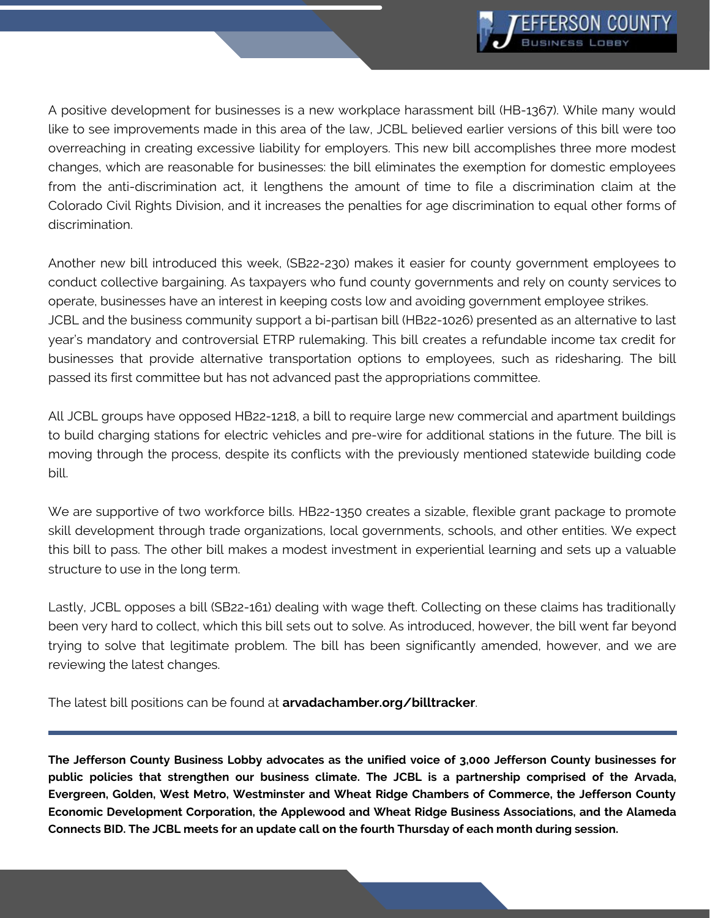A positive development for businesses is a new workplace harassment bill (HB-1367). While many would like to see improvements made in this area of the law, JCBL believed earlier versions of this bill were too overreaching in creating excessive liability for employers. This new bill accomplishes three more modest changes, which are reasonable for businesses: the bill eliminates the exemption for domestic employees from the anti-discrimination act, it lengthens the amount of time to file a discrimination claim at the Colorado Civil Rights Division, and it increases the penalties for age discrimination to equal other forms of discrimination.

Another new bill introduced this week, (SB22-230) makes it easier for county government employees to conduct collective bargaining. As taxpayers who fund county governments and rely on county services to operate, businesses have an interest in keeping costs low and avoiding government employee strikes.
JCBL and the business community support a bi-partisan bill (HB22-1026) presented as an alternative to last year's mandatory and controversial ETRP rulemaking. This bill creates a refundable income tax credit for businesses that provide alternative transportation options to employees, such as ridesharing. The bill passed its first committee but has not advanced past the appropriations committee.

All JCBL groups have opposed HB22-1218, a bill to require large new commercial and apartment buildings to build charging stations for electric vehicles and pre-wire for additional stations in the future. The bill is moving through the process, despite its conflicts with the previously mentioned statewide building code bill.

We are supportive of two workforce bills. HB22-1350 creates a sizable, flexible grant package to promote skill development through trade organizations, local governments, schools, and other entities. We expect this bill to pass. The other bill makes a modest investment in experiential learning and sets up a valuable structure to use in the long term.

Lastly, JCBL opposes a bill (SB22-161) dealing with wage theft. Collecting on these claims has traditionally been very hard to collect, which this bill sets out to solve. As introduced, however, the bill went far beyond trying to solve that legitimate problem. The bill has been significantly amended, however, and we are reviewing the latest changes.

The latest bill positions can be found at **arvadachamber.org/billtracker**.

---

**The Jefferson County Business Lobby advocates as the unified voice of 3,000 Jefferson County businesses for public policies that strengthen our business climate. The JCBL is a partnership comprised of the Arvada, Evergreen, Golden, West Metro, Westminster and Wheat Ridge Chambers of Commerce, the Jefferson County Economic Development Corporation, the Applewood and Wheat Ridge Business Associations, and the Alameda Connects BID. The JCBL meets for an update call on the fourth Thursday of each month during session.**